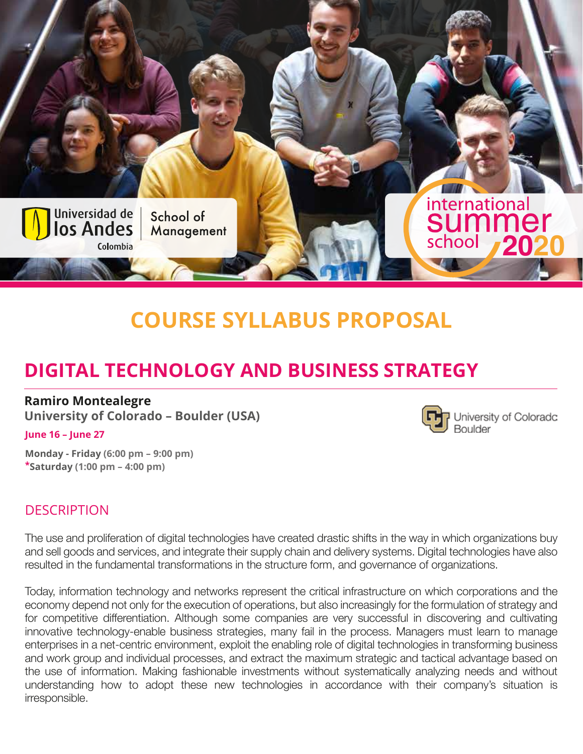Universidad de los Andes Colombia | School of Management

international summer school 2020

# COURSE SYLLABUS PROPOSAL

## DIGITAL TECHNOLOGY AND BUSINESS STRATEGY

**Ramiro Montealegre**
**University of Colorado – Boulder (USA)**

University of Colorado Boulder

**June 16 – June 27**

**Monday - Friday (6:00 pm – 9:00 pm)**
***Saturday (1:00 pm – 4:00 pm)**

## DESCRIPTION

The use and proliferation of digital technologies have created drastic shifts in the way in which organizations buy and sell goods and services, and integrate their supply chain and delivery systems. Digital technologies have also resulted in the fundamental transformations in the structure form, and governance of organizations.

Today, information technology and networks represent the critical infrastructure on which corporations and the economy depend not only for the execution of operations, but also increasingly for the formulation of strategy and for competitive differentiation. Although some companies are very successful in discovering and cultivating innovative technology-enable business strategies, many fail in the process. Managers must learn to manage enterprises in a net-centric environment, exploit the enabling role of digital technologies in transforming business and work group and individual processes, and extract the maximum strategic and tactical advantage based on the use of information. Making fashionable investments without systematically analyzing needs and without understanding how to adopt these new technologies in accordance with their company's situation is irresponsible.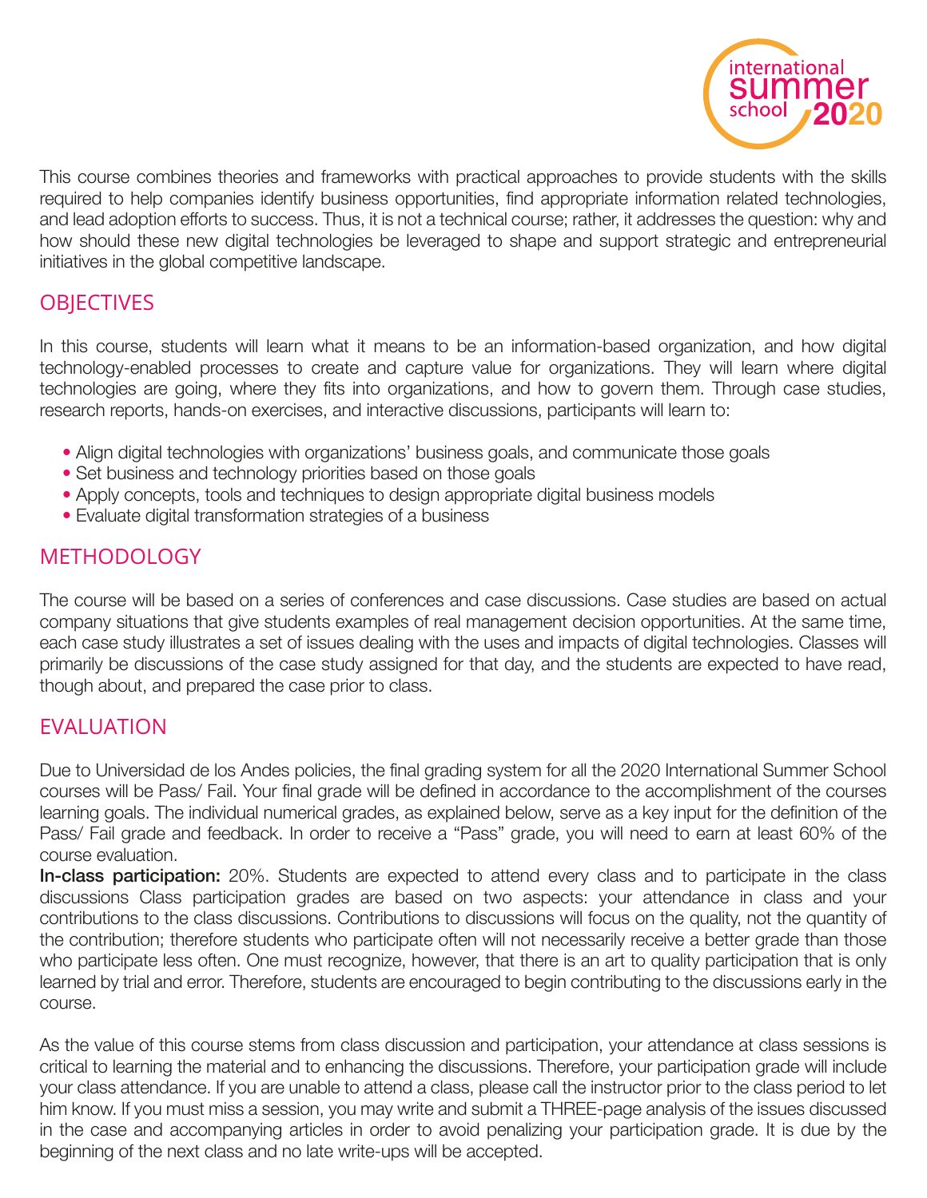This course combines theories and frameworks with practical approaches to provide students with the skills required to help companies identify business opportunities, find appropriate information related technologies, and lead adoption efforts to success. Thus, it is not a technical course; rather, it addresses the question: why and how should these new digital technologies be leveraged to shape and support strategic and entrepreneurial initiatives in the global competitive landscape.

## OBJECTIVES

In this course, students will learn what it means to be an information-based organization, and how digital technology-enabled processes to create and capture value for organizations. They will learn where digital technologies are going, where they fits into organizations, and how to govern them. Through case studies, research reports, hands-on exercises, and interactive discussions, participants will learn to:

- Align digital technologies with organizations' business goals, and communicate those goals
- Set business and technology priorities based on those goals
- Apply concepts, tools and techniques to design appropriate digital business models
- Evaluate digital transformation strategies of a business

## METHODOLOGY

The course will be based on a series of conferences and case discussions. Case studies are based on actual company situations that give students examples of real management decision opportunities. At the same time, each case study illustrates a set of issues dealing with the uses and impacts of digital technologies. Classes will primarily be discussions of the case study assigned for that day, and the students are expected to have read, though about, and prepared the case prior to class.

## EVALUATION

Due to Universidad de los Andes policies, the final grading system for all the 2020 International Summer School courses will be Pass/ Fail. Your final grade will be defined in accordance to the accomplishment of the courses learning goals. The individual numerical grades, as explained below, serve as a key input for the definition of the Pass/ Fail grade and feedback. In order to receive a "Pass" grade, you will need to earn at least 60% of the course evaluation.

**In-class participation:** 20%. Students are expected to attend every class and to participate in the class discussions Class participation grades are based on two aspects: your attendance in class and your contributions to the class discussions. Contributions to discussions will focus on the quality, not the quantity of the contribution; therefore students who participate often will not necessarily receive a better grade than those who participate less often. One must recognize, however, that there is an art to quality participation that is only learned by trial and error. Therefore, students are encouraged to begin contributing to the discussions early in the course.

As the value of this course stems from class discussion and participation, your attendance at class sessions is critical to learning the material and to enhancing the discussions. Therefore, your participation grade will include your class attendance. If you are unable to attend a class, please call the instructor prior to the class period to let him know. If you must miss a session, you may write and submit a THREE-page analysis of the issues discussed in the case and accompanying articles in order to avoid penalizing your participation grade. It is due by the beginning of the next class and no late write-ups will be accepted.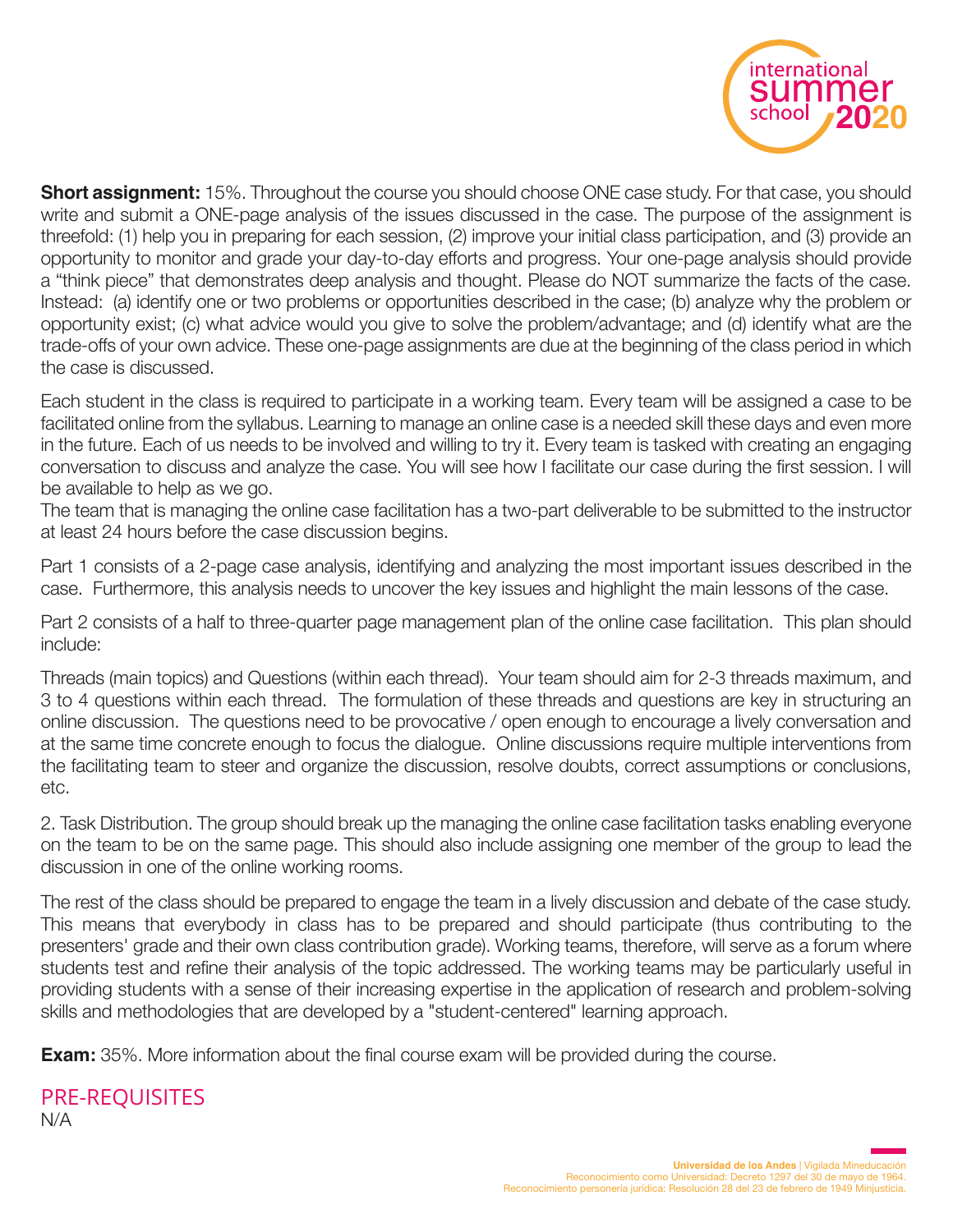**Short assignment:** 15%. Throughout the course you should choose ONE case study. For that case, you should write and submit a ONE-page analysis of the issues discussed in the case. The purpose of the assignment is threefold: (1) help you in preparing for each session, (2) improve your initial class participation, and (3) provide an opportunity to monitor and grade your day-to-day efforts and progress. Your one-page analysis should provide a "think piece" that demonstrates deep analysis and thought. Please do NOT summarize the facts of the case. Instead: (a) identify one or two problems or opportunities described in the case; (b) analyze why the problem or opportunity exist; (c) what advice would you give to solve the problem/advantage; and (d) identify what are the trade-offs of your own advice. These one-page assignments are due at the beginning of the class period in which the case is discussed.

Each student in the class is required to participate in a working team. Every team will be assigned a case to be facilitated online from the syllabus. Learning to manage an online case is a needed skill these days and even more in the future. Each of us needs to be involved and willing to try it. Every team is tasked with creating an engaging conversation to discuss and analyze the case. You will see how I facilitate our case during the first session. I will be available to help as we go.
The team that is managing the online case facilitation has a two-part deliverable to be submitted to the instructor at least 24 hours before the case discussion begins.

Part 1 consists of a 2-page case analysis, identifying and analyzing the most important issues described in the case. Furthermore, this analysis needs to uncover the key issues and highlight the main lessons of the case.

Part 2 consists of a half to three-quarter page management plan of the online case facilitation. This plan should include:

Threads (main topics) and Questions (within each thread). Your team should aim for 2-3 threads maximum, and 3 to 4 questions within each thread. The formulation of these threads and questions are key in structuring an online discussion. The questions need to be provocative / open enough to encourage a lively conversation and at the same time concrete enough to focus the dialogue. Online discussions require multiple interventions from the facilitating team to steer and organize the discussion, resolve doubts, correct assumptions or conclusions, etc.

2. Task Distribution. The group should break up the managing the online case facilitation tasks enabling everyone on the team to be on the same page. This should also include assigning one member of the group to lead the discussion in one of the online working rooms.

The rest of the class should be prepared to engage the team in a lively discussion and debate of the case study. This means that everybody in class has to be prepared and should participate (thus contributing to the presenters' grade and their own class contribution grade). Working teams, therefore, will serve as a forum where students test and refine their analysis of the topic addressed. The working teams may be particularly useful in providing students with a sense of their increasing expertise in the application of research and problem-solving skills and methodologies that are developed by a "student-centered" learning approach.

**Exam:** 35%. More information about the final course exam will be provided during the course.

## PRE-REQUISITES

N/A